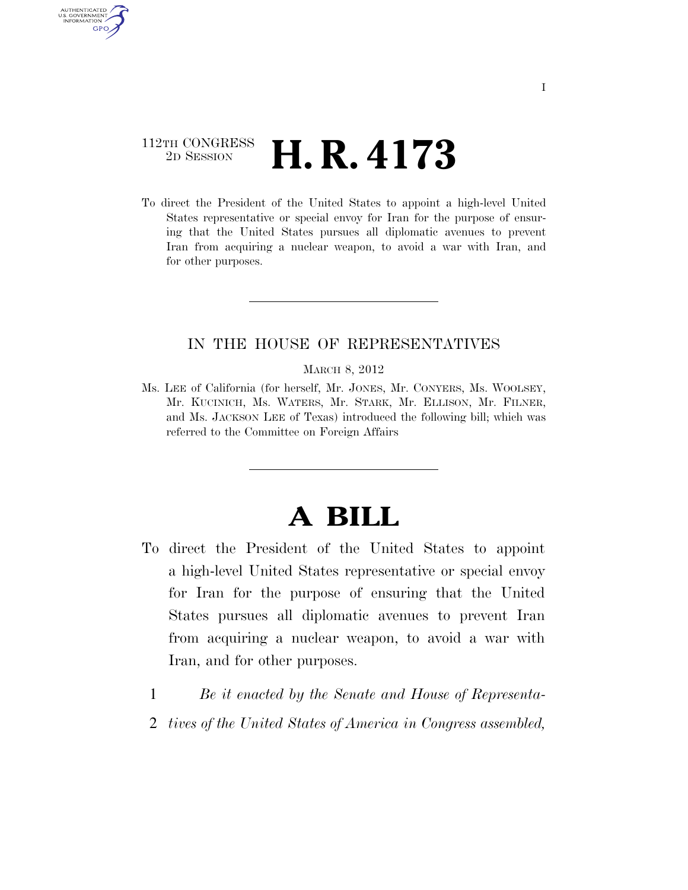112TH CONGRESS
2D SESSION

# H. R. 4173

To direct the President of the United States to appoint a high-level United States representative or special envoy for Iran for the purpose of ensuring that the United States pursues all diplomatic avenues to prevent Iran from acquiring a nuclear weapon, to avoid a war with Iran, and for other purposes.

---

IN THE HOUSE OF REPRESENTATIVES

MARCH 8, 2012

Ms. LEE of California (for herself, Mr. JONES, Mr. CONYERS, Ms. WOOLSEY, Mr. KUCINICH, Ms. WATERS, Mr. STARK, Mr. ELLISON, Mr. FILNER, and Ms. JACKSON LEE of Texas) introduced the following bill; which was referred to the Committee on Foreign Affairs

---

# A BILL

To direct the President of the United States to appoint a high-level United States representative or special envoy for Iran for the purpose of ensuring that the United States pursues all diplomatic avenues to prevent Iran from acquiring a nuclear weapon, to avoid a war with Iran, and for other purposes.

1 *Be it enacted by the Senate and House of Representa-*
2 *tives of the United States of America in Congress assembled,*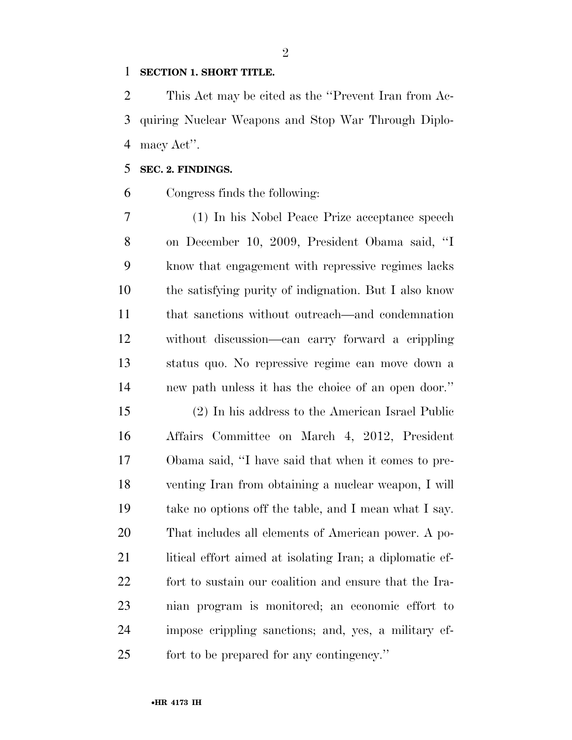**SECTION 1. SHORT TITLE.**

This Act may be cited as the "Prevent Iran from Acquiring Nuclear Weapons and Stop War Through Diplomacy Act".

**SEC. 2. FINDINGS.**

Congress finds the following:

(1) In his Nobel Peace Prize acceptance speech on December 10, 2009, President Obama said, "I know that engagement with repressive regimes lacks the satisfying purity of indignation. But I also know that sanctions without outreach—and condemnation without discussion—can carry forward a crippling status quo. No repressive regime can move down a new path unless it has the choice of an open door."

(2) In his address to the American Israel Public Affairs Committee on March 4, 2012, President Obama said, "I have said that when it comes to preventing Iran from obtaining a nuclear weapon, I will take no options off the table, and I mean what I say. That includes all elements of American power. A political effort aimed at isolating Iran; a diplomatic effort to sustain our coalition and ensure that the Iranian program is monitored; an economic effort to impose crippling sanctions; and, yes, a military effort to be prepared for any contingency."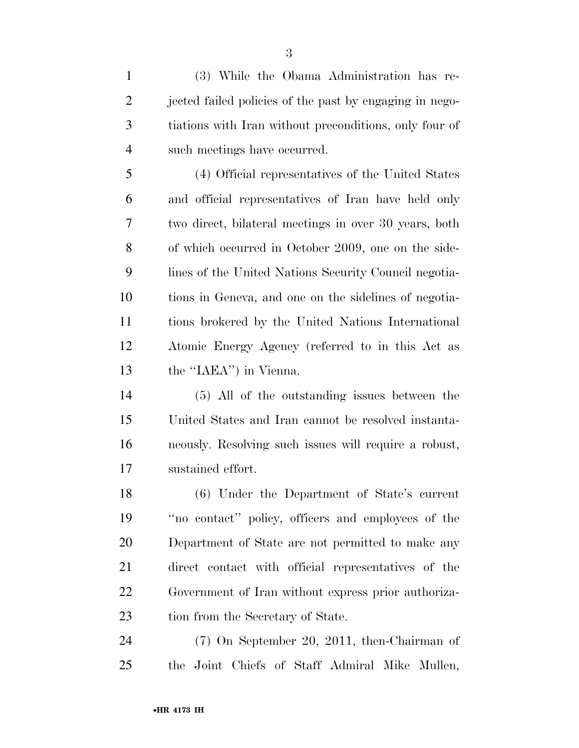(3) While the Obama Administration has rejected failed policies of the past by engaging in negotiations with Iran without preconditions, only four of such meetings have occurred.

(4) Official representatives of the United States and official representatives of Iran have held only two direct, bilateral meetings in over 30 years, both of which occurred in October 2009, one on the sidelines of the United Nations Security Council negotiations in Geneva, and one on the sidelines of negotiations brokered by the United Nations International Atomic Energy Agency (referred to in this Act as the ''IAEA'') in Vienna.

(5) All of the outstanding issues between the United States and Iran cannot be resolved instantaneously. Resolving such issues will require a robust, sustained effort.

(6) Under the Department of State's current ''no contact'' policy, officers and employees of the Department of State are not permitted to make any direct contact with official representatives of the Government of Iran without express prior authorization from the Secretary of State.

(7) On September 20, 2011, then-Chairman of the Joint Chiefs of Staff Admiral Mike Mullen,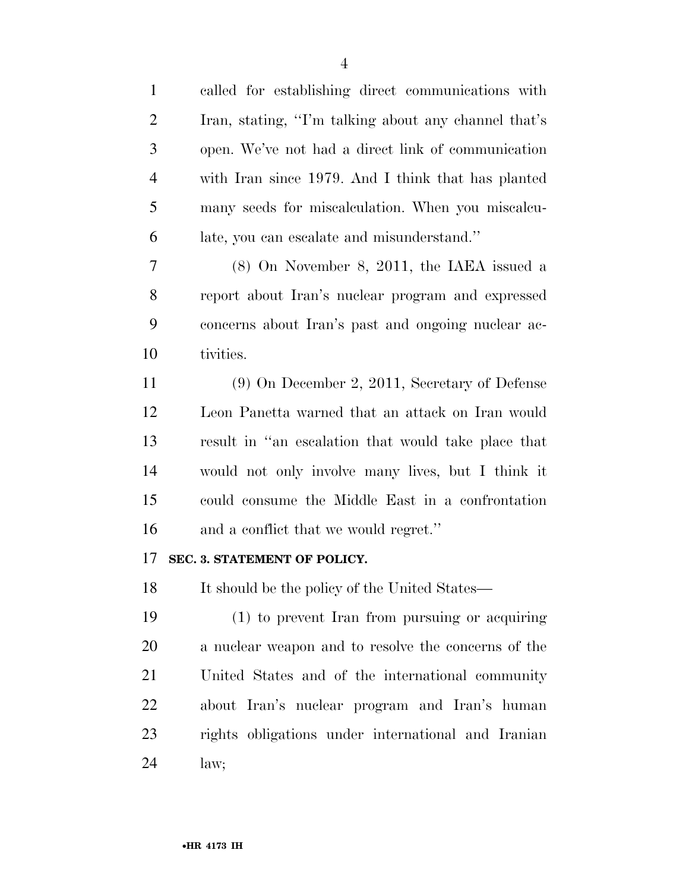called for establishing direct communications with Iran, stating, ''I'm talking about any channel that's open. We've not had a direct link of communication with Iran since 1979. And I think that has planted many seeds for miscalculation. When you miscalculate, you can escalate and misunderstand.''

(8) On November 8, 2011, the IAEA issued a report about Iran's nuclear program and expressed concerns about Iran's past and ongoing nuclear activities.

(9) On December 2, 2011, Secretary of Defense Leon Panetta warned that an attack on Iran would result in ''an escalation that would take place that would not only involve many lives, but I think it could consume the Middle East in a confrontation and a conflict that we would regret.''

**SEC. 3. STATEMENT OF POLICY.**

It should be the policy of the United States—

(1) to prevent Iran from pursuing or acquiring a nuclear weapon and to resolve the concerns of the United States and of the international community about Iran's nuclear program and Iran's human rights obligations under international and Iranian law;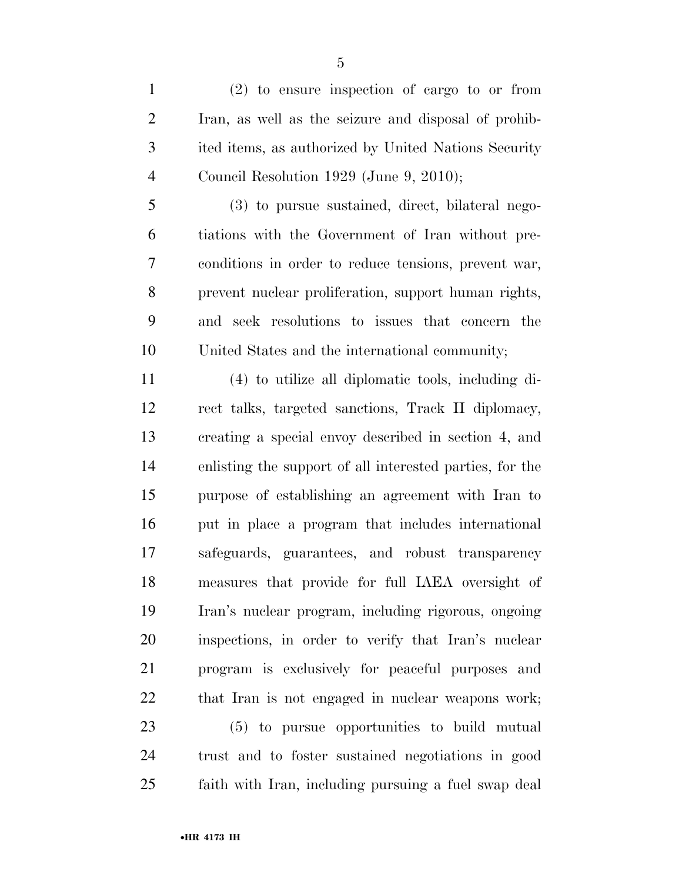(2) to ensure inspection of cargo to or from Iran, as well as the seizure and disposal of prohibited items, as authorized by United Nations Security Council Resolution 1929 (June 9, 2010);

(3) to pursue sustained, direct, bilateral negotiations with the Government of Iran without preconditions in order to reduce tensions, prevent war, prevent nuclear proliferation, support human rights, and seek resolutions to issues that concern the United States and the international community;

(4) to utilize all diplomatic tools, including direct talks, targeted sanctions, Track II diplomacy, creating a special envoy described in section 4, and enlisting the support of all interested parties, for the purpose of establishing an agreement with Iran to put in place a program that includes international safeguards, guarantees, and robust transparency measures that provide for full IAEA oversight of Iran's nuclear program, including rigorous, ongoing inspections, in order to verify that Iran's nuclear program is exclusively for peaceful purposes and that Iran is not engaged in nuclear weapons work;

(5) to pursue opportunities to build mutual trust and to foster sustained negotiations in good faith with Iran, including pursuing a fuel swap deal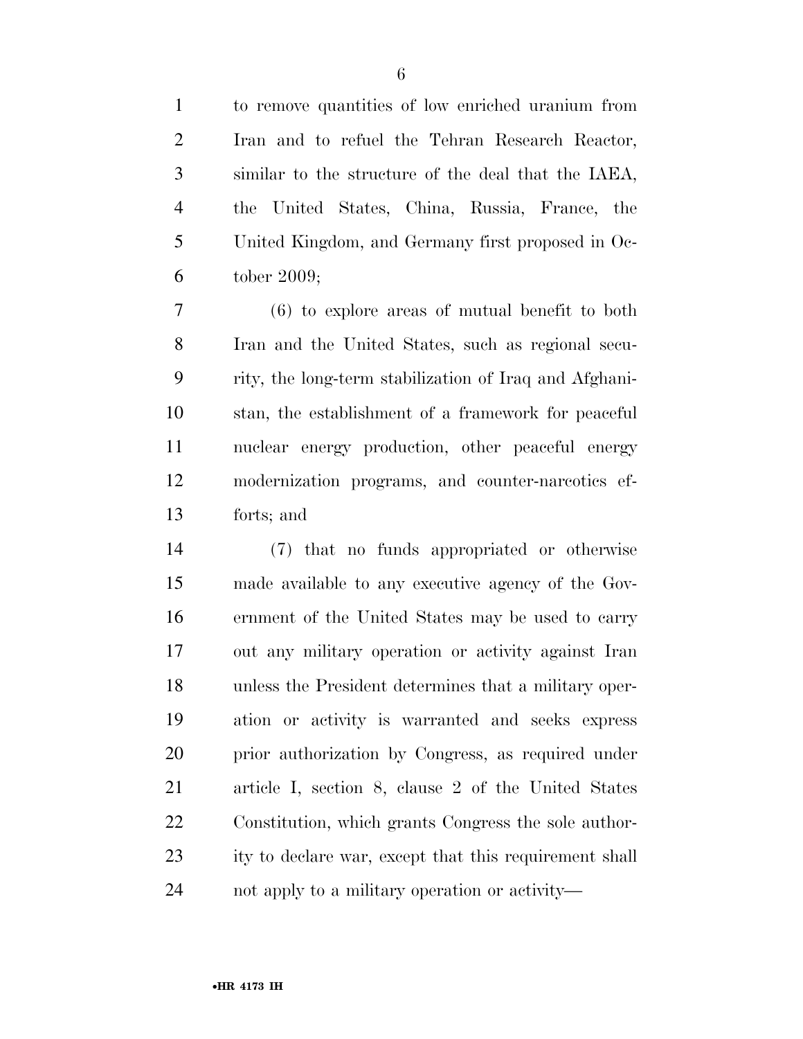to remove quantities of low enriched uranium from Iran and to refuel the Tehran Research Reactor, similar to the structure of the deal that the IAEA, the United States, China, Russia, France, the United Kingdom, and Germany first proposed in October 2009;

(6) to explore areas of mutual benefit to both Iran and the United States, such as regional security, the long-term stabilization of Iraq and Afghanistan, the establishment of a framework for peaceful nuclear energy production, other peaceful energy modernization programs, and counter-narcotics efforts; and

(7) that no funds appropriated or otherwise made available to any executive agency of the Government of the United States may be used to carry out any military operation or activity against Iran unless the President determines that a military operation or activity is warranted and seeks express prior authorization by Congress, as required under article I, section 8, clause 2 of the United States Constitution, which grants Congress the sole authority to declare war, except that this requirement shall not apply to a military operation or activity—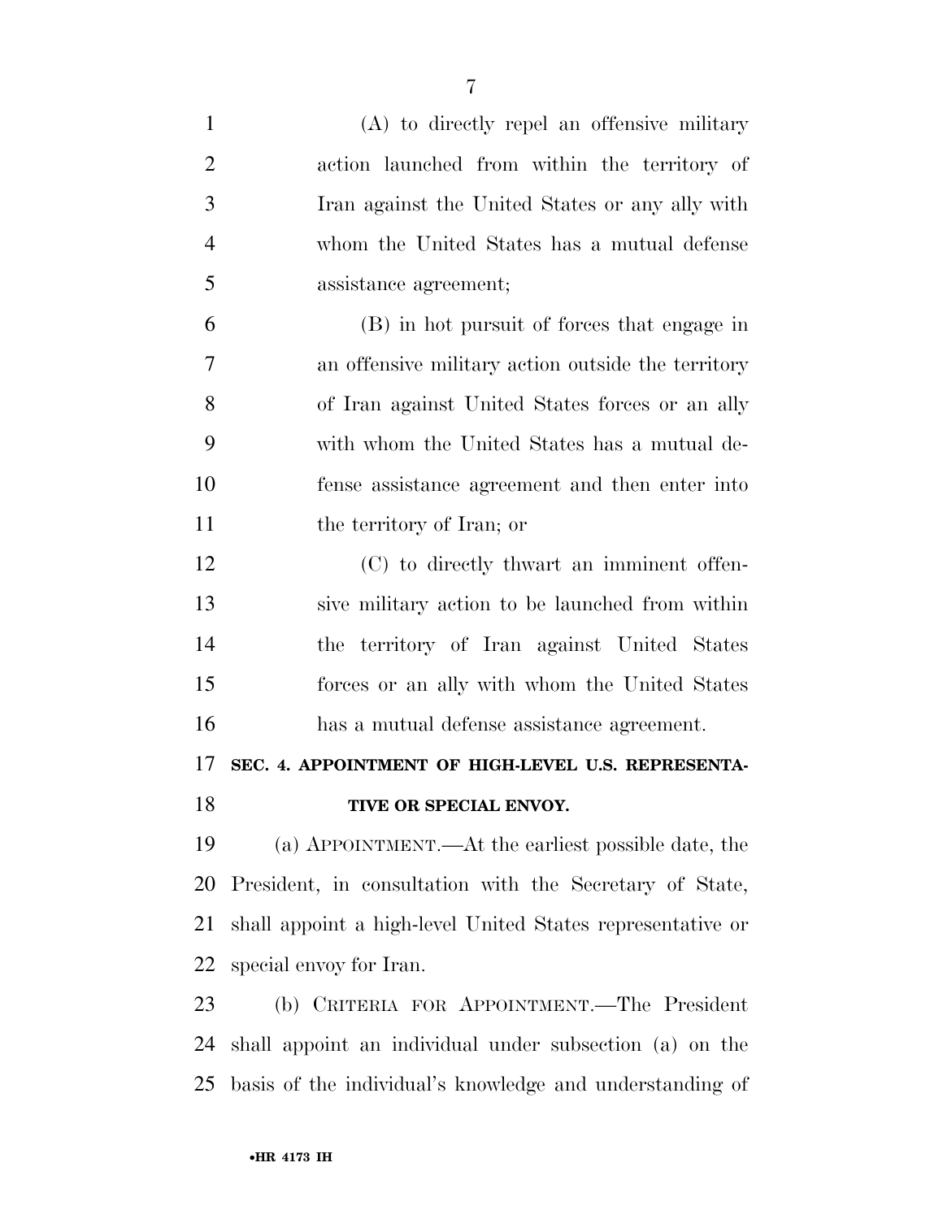(A) to directly repel an offensive military action launched from within the territory of Iran against the United States or any ally with whom the United States has a mutual defense assistance agreement;

(B) in hot pursuit of forces that engage in an offensive military action outside the territory of Iran against United States forces or an ally with whom the United States has a mutual defense assistance agreement and then enter into the territory of Iran; or

(C) to directly thwart an imminent offensive military action to be launched from within the territory of Iran against United States forces or an ally with whom the United States has a mutual defense assistance agreement.

## SEC. 4. APPOINTMENT OF HIGH-LEVEL U.S. REPRESENTATIVE OR SPECIAL ENVOY.

(a) APPOINTMENT.—At the earliest possible date, the President, in consultation with the Secretary of State, shall appoint a high-level United States representative or special envoy for Iran.

(b) CRITERIA FOR APPOINTMENT.—The President shall appoint an individual under subsection (a) on the basis of the individual's knowledge and understanding of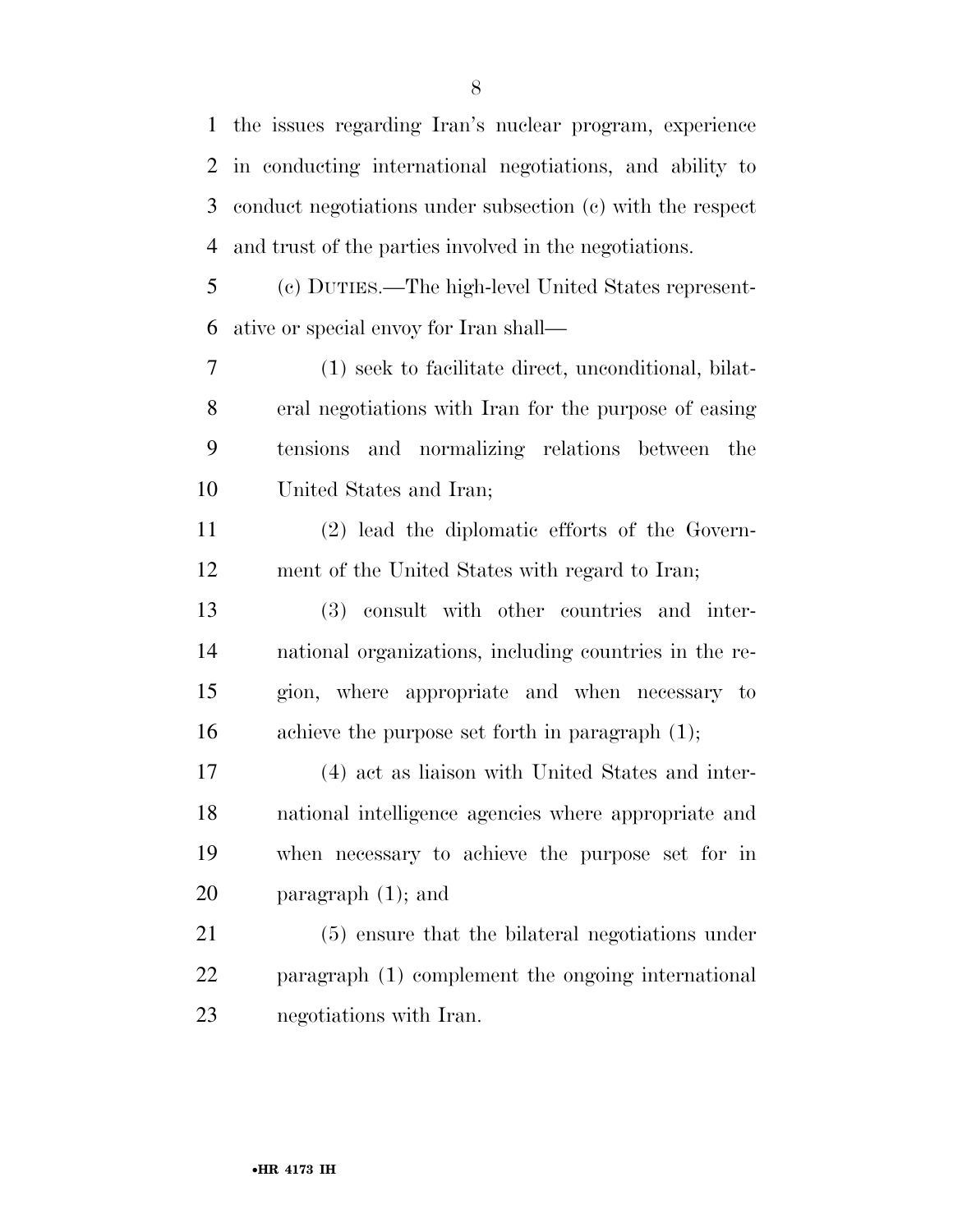the issues regarding Iran's nuclear program, experience in conducting international negotiations, and ability to conduct negotiations under subsection (c) with the respect and trust of the parties involved in the negotiations.

(c) DUTIES.—The high-level United States representative or special envoy for Iran shall—

(1) seek to facilitate direct, unconditional, bilateral negotiations with Iran for the purpose of easing tensions and normalizing relations between the United States and Iran;

(2) lead the diplomatic efforts of the Government of the United States with regard to Iran;

(3) consult with other countries and international organizations, including countries in the region, where appropriate and when necessary to achieve the purpose set forth in paragraph (1);

(4) act as liaison with United States and international intelligence agencies where appropriate and when necessary to achieve the purpose set for in paragraph (1); and

(5) ensure that the bilateral negotiations under paragraph (1) complement the ongoing international negotiations with Iran.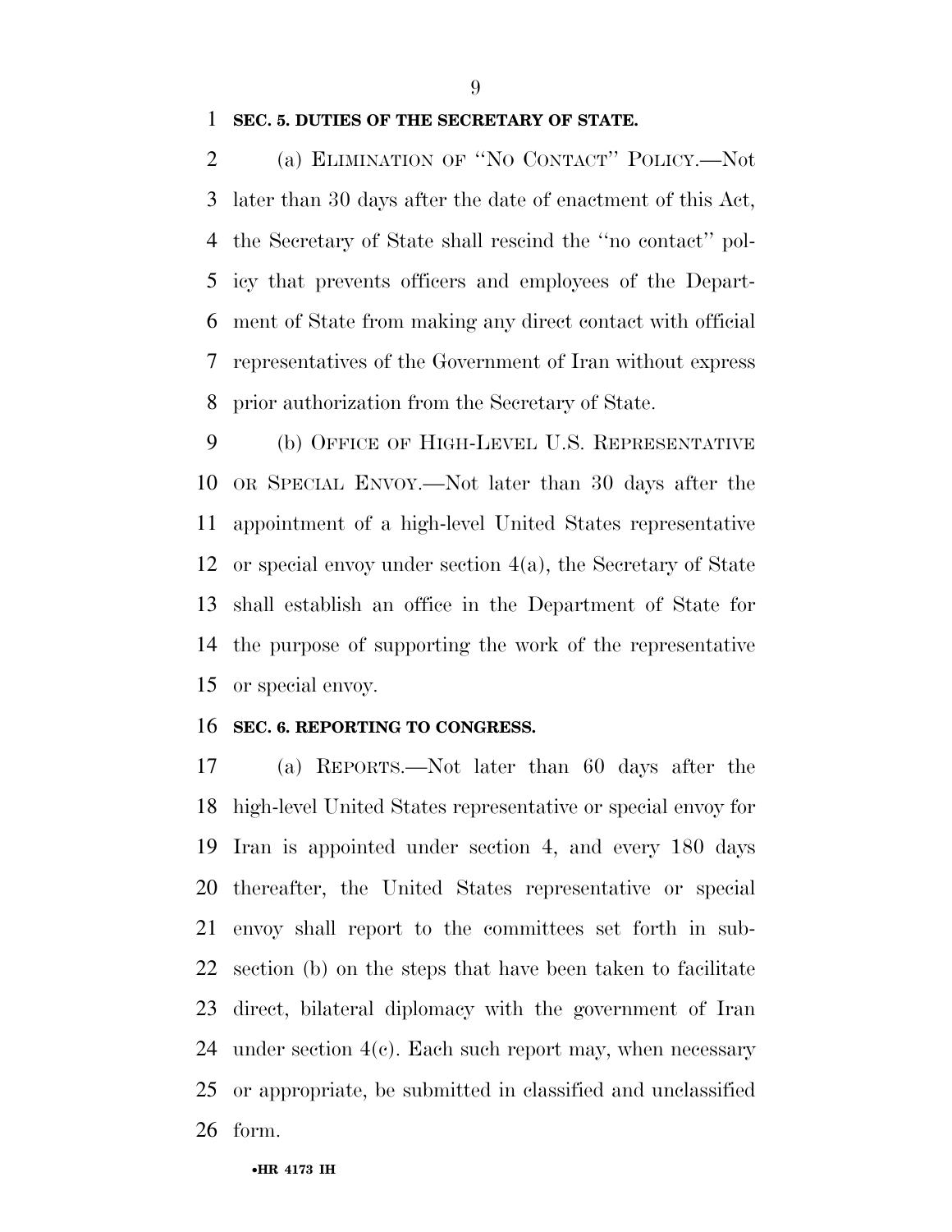**SEC. 5. DUTIES OF THE SECRETARY OF STATE.**

(a) ELIMINATION OF ''NO CONTACT'' POLICY.—Not later than 30 days after the date of enactment of this Act, the Secretary of State shall rescind the ''no contact'' policy that prevents officers and employees of the Department of State from making any direct contact with official representatives of the Government of Iran without express prior authorization from the Secretary of State.

(b) OFFICE OF HIGH-LEVEL U.S. REPRESENTATIVE OR SPECIAL ENVOY.—Not later than 30 days after the appointment of a high-level United States representative or special envoy under section 4(a), the Secretary of State shall establish an office in the Department of State for the purpose of supporting the work of the representative or special envoy.

**SEC. 6. REPORTING TO CONGRESS.**

(a) REPORTS.—Not later than 60 days after the high-level United States representative or special envoy for Iran is appointed under section 4, and every 180 days thereafter, the United States representative or special envoy shall report to the committees set forth in subsection (b) on the steps that have been taken to facilitate direct, bilateral diplomacy with the government of Iran under section 4(c). Each such report may, when necessary or appropriate, be submitted in classified and unclassified form.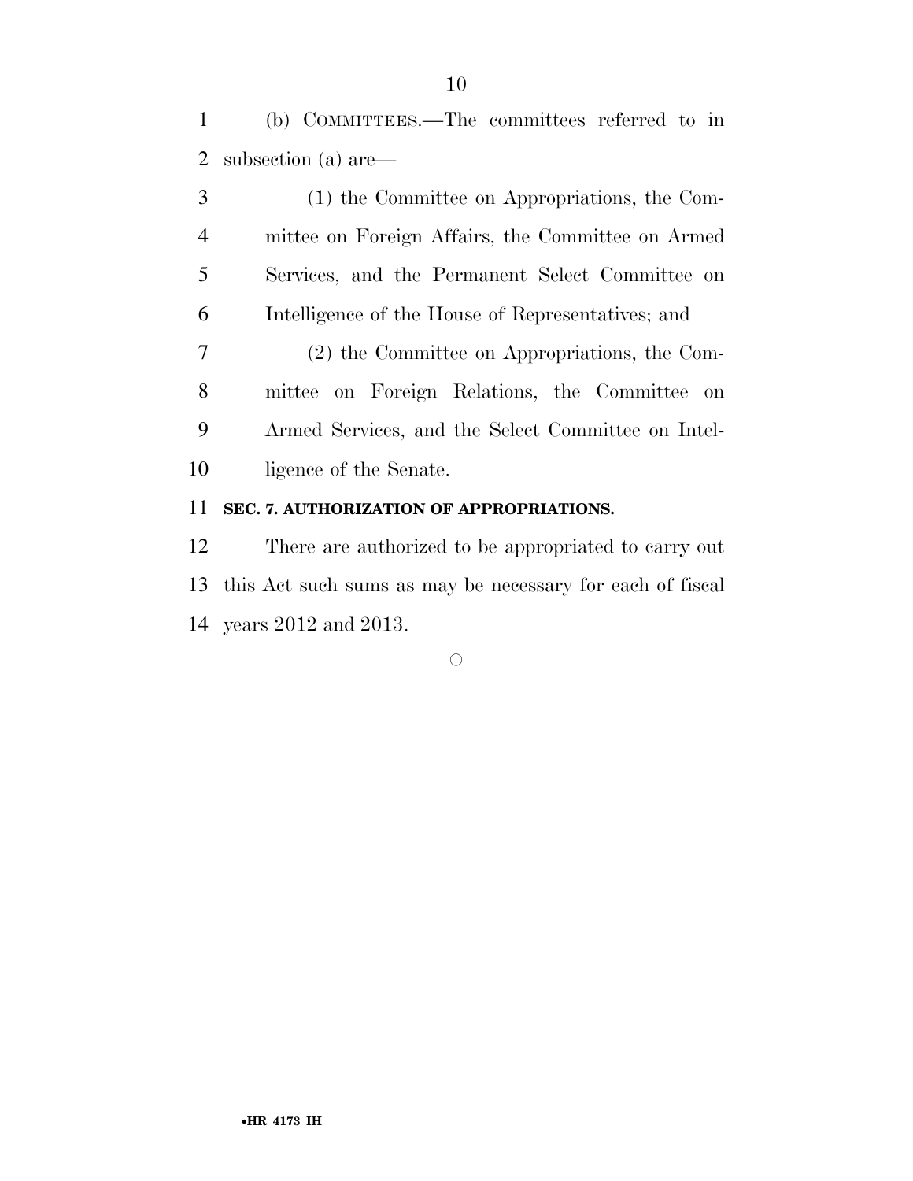(b) COMMITTEES.—The committees referred to in subsection (a) are—

(1) the Committee on Appropriations, the Committee on Foreign Affairs, the Committee on Armed Services, and the Permanent Select Committee on Intelligence of the House of Representatives; and

(2) the Committee on Appropriations, the Committee on Foreign Relations, the Committee on Armed Services, and the Select Committee on Intelligence of the Senate.

**SEC. 7. AUTHORIZATION OF APPROPRIATIONS.**

There are authorized to be appropriated to carry out this Act such sums as may be necessary for each of fiscal years 2012 and 2013.

○